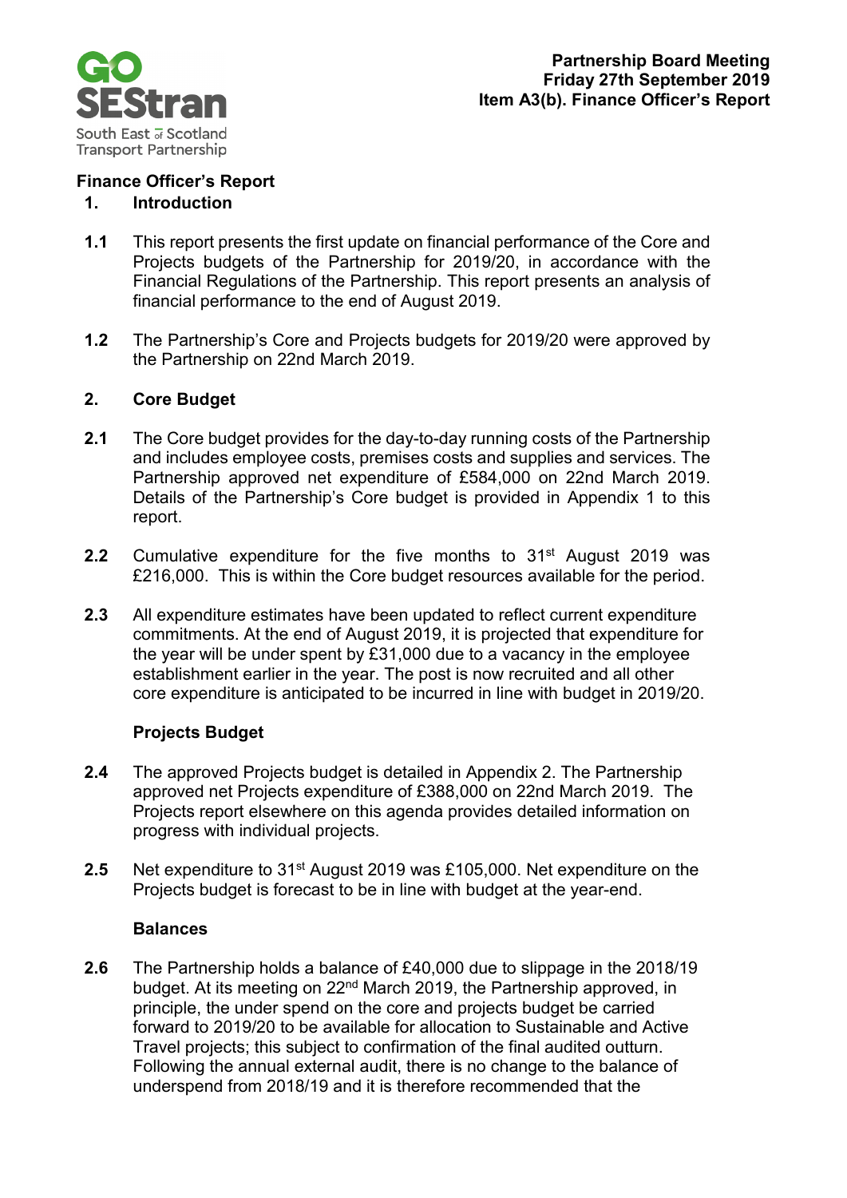**Partnership Board Meeting**
**Friday 27th September 2019**
**Item A3(b). Finance Officer's Report**

## Finance Officer's Report

### 1. Introduction

**1.1** This report presents the first update on financial performance of the Core and Projects budgets of the Partnership for 2019/20, in accordance with the Financial Regulations of the Partnership. This report presents an analysis of financial performance to the end of August 2019.

**1.2** The Partnership's Core and Projects budgets for 2019/20 were approved by the Partnership on 22nd March 2019.

### 2. Core Budget

**2.1** The Core budget provides for the day-to-day running costs of the Partnership and includes employee costs, premises costs and supplies and services. The Partnership approved net expenditure of £584,000 on 22nd March 2019. Details of the Partnership's Core budget is provided in Appendix 1 to this report.

**2.2** Cumulative expenditure for the five months to 31st August 2019 was £216,000. This is within the Core budget resources available for the period.

**2.3** All expenditure estimates have been updated to reflect current expenditure commitments. At the end of August 2019, it is projected that expenditure for the year will be under spent by £31,000 due to a vacancy in the employee establishment earlier in the year. The post is now recruited and all other core expenditure is anticipated to be incurred in line with budget in 2019/20.

#### Projects Budget

**2.4** The approved Projects budget is detailed in Appendix 2. The Partnership approved net Projects expenditure of £388,000 on 22nd March 2019. The Projects report elsewhere on this agenda provides detailed information on progress with individual projects.

**2.5** Net expenditure to 31st August 2019 was £105,000. Net expenditure on the Projects budget is forecast to be in line with budget at the year-end.

#### Balances

**2.6** The Partnership holds a balance of £40,000 due to slippage in the 2018/19 budget. At its meeting on 22nd March 2019, the Partnership approved, in principle, the under spend on the core and projects budget be carried forward to 2019/20 to be available for allocation to Sustainable and Active Travel projects; this subject to confirmation of the final audited outturn. Following the annual external audit, there is no change to the balance of underspend from 2018/19 and it is therefore recommended that the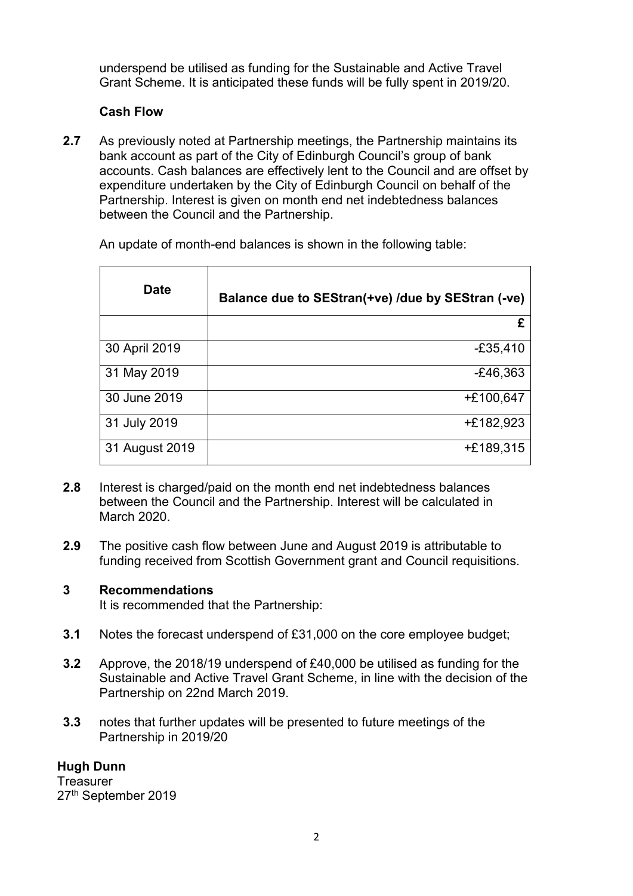underspend be utilised as funding for the Sustainable and Active Travel Grant Scheme. It is anticipated these funds will be fully spent in 2019/20.

**Cash Flow**

**2.7** As previously noted at Partnership meetings, the Partnership maintains its bank account as part of the City of Edinburgh Council's group of bank accounts. Cash balances are effectively lent to the Council and are offset by expenditure undertaken by the City of Edinburgh Council on behalf of the Partnership. Interest is given on month end net indebtedness balances between the Council and the Partnership.

An update of month-end balances is shown in the following table:

| Date | Balance due to SEStran(+ve) /due by SEStran (-ve) |
|---|---:|
| | £ |
| 30 April 2019 | -£35,410 |
| 31 May 2019 | -£46,363 |
| 30 June 2019 | +£100,647 |
| 31 July 2019 | +£182,923 |
| 31 August 2019 | +£189,315 |

**2.8** Interest is charged/paid on the month end net indebtedness balances between the Council and the Partnership. Interest will be calculated in March 2020.

**2.9** The positive cash flow between June and August 2019 is attributable to funding received from Scottish Government grant and Council requisitions.

## 3 Recommendations

It is recommended that the Partnership:

**3.1** Notes the forecast underspend of £31,000 on the core employee budget;

**3.2** Approve, the 2018/19 underspend of £40,000 be utilised as funding for the Sustainable and Active Travel Grant Scheme, in line with the decision of the Partnership on 22nd March 2019.

**3.3** notes that further updates will be presented to future meetings of the Partnership in 2019/20

**Hugh Dunn**
Treasurer
27th September 2019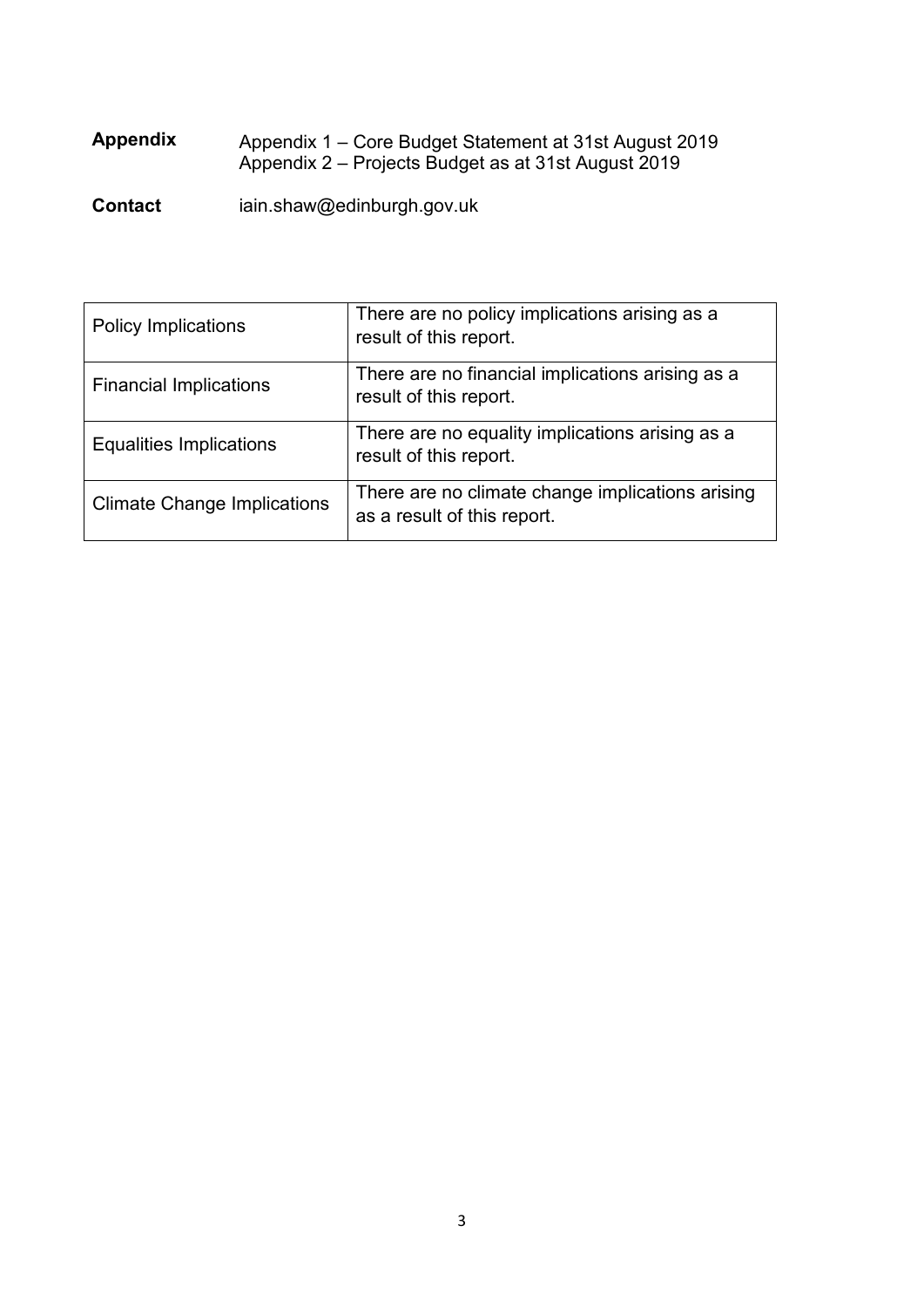**Appendix** Appendix 1 – Core Budget Statement at 31st August 2019
Appendix 2 – Projects Budget as at 31st August 2019

**Contact** iain.shaw@edinburgh.gov.uk

| Policy Implications | There are no policy implications arising as a result of this report. |
|---|---|
| Financial Implications | There are no financial implications arising as a result of this report. |
| Equalities Implications | There are no equality implications arising as a result of this report. |
| Climate Change Implications | There are no climate change implications arising as a result of this report. |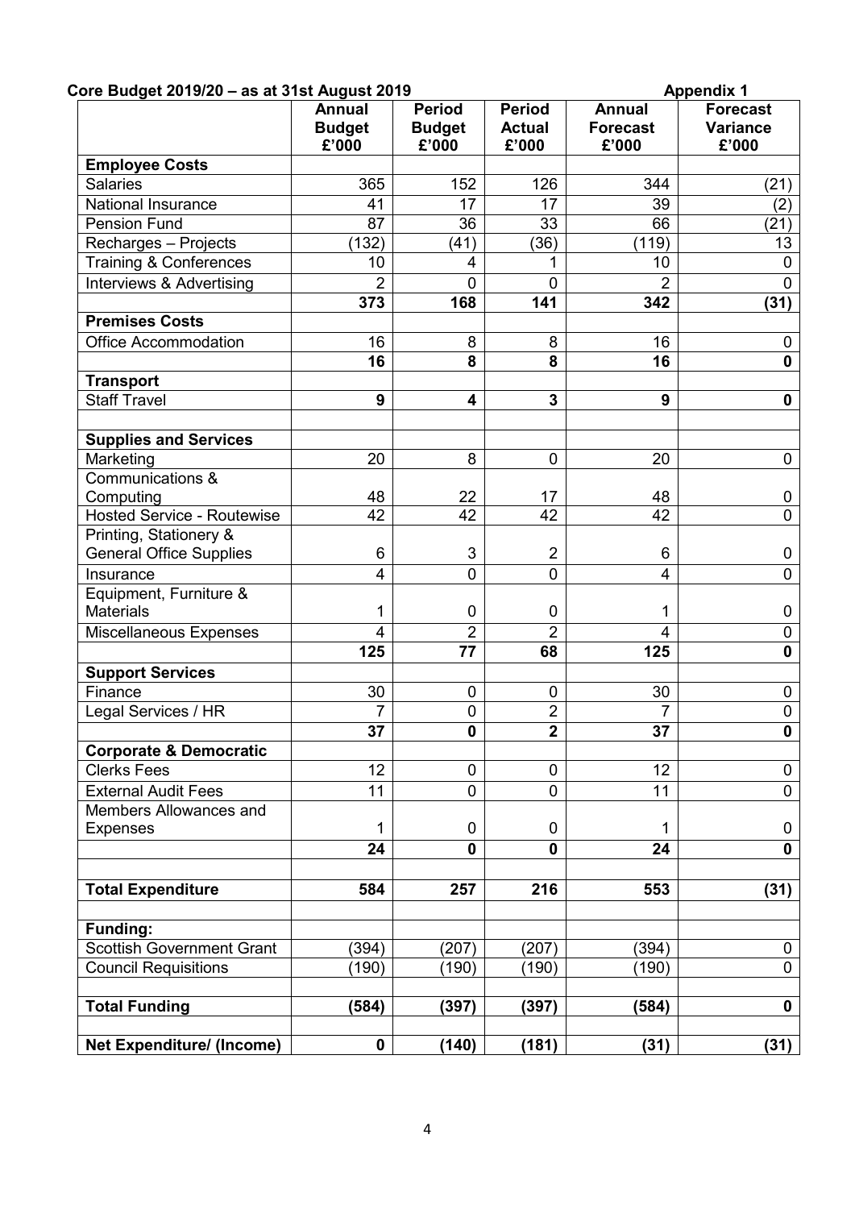**Core Budget 2019/20 – as at 31st August 2019** **Appendix 1**

| | Annual Budget £'000 | Period Budget £'000 | Period Actual £'000 | Annual Forecast £'000 | Forecast Variance £'000 |
|---|---|---|---|---|---|
| **Employee Costs** | | | | | |
| Salaries | 365 | 152 | 126 | 344 | (21) |
| National Insurance | 41 | 17 | 17 | 39 | (2) |
| Pension Fund | 87 | 36 | 33 | 66 | (21) |
| Recharges – Projects | (132) | (41) | (36) | (119) | 13 |
| Training & Conferences | 10 | 4 | 1 | 10 | 0 |
| Interviews & Advertising | 2 | 0 | 0 | 2 | 0 |
| | **373** | **168** | **141** | **342** | **(31)** |
| **Premises Costs** | | | | | |
| Office Accommodation | 16 | 8 | 8 | 16 | 0 |
| | **16** | **8** | **8** | **16** | **0** |
| **Transport** | | | | | |
| Staff Travel | **9** | **4** | **3** | **9** | **0** |
| | | | | | |
| **Supplies and Services** | | | | | |
| Marketing | 20 | 8 | 0 | 20 | 0 |
| Communications & Computing | 48 | 22 | 17 | 48 | 0 |
| Hosted Service - Routewise | 42 | 42 | 42 | 42 | 0 |
| Printing, Stationery & General Office Supplies | 6 | 3 | 2 | 6 | 0 |
| Insurance | 4 | 0 | 0 | 4 | 0 |
| Equipment, Furniture & Materials | 1 | 0 | 0 | 1 | 0 |
| Miscellaneous Expenses | 4 | 2 | 2 | 4 | 0 |
| | **125** | **77** | **68** | **125** | **0** |
| **Support Services** | | | | | |
| Finance | 30 | 0 | 0 | 30 | 0 |
| Legal Services / HR | 7 | 0 | 2 | 7 | 0 |
| | **37** | **0** | **2** | **37** | **0** |
| **Corporate & Democratic** | | | | | |
| Clerks Fees | 12 | 0 | 0 | 12 | 0 |
| External Audit Fees | 11 | 0 | 0 | 11 | 0 |
| Members Allowances and Expenses | 1 | 0 | 0 | 1 | 0 |
| | **24** | **0** | **0** | **24** | **0** |
| | | | | | |
| **Total Expenditure** | **584** | **257** | **216** | **553** | **(31)** |
| | | | | | |
| **Funding:** | | | | | |
| Scottish Government Grant | (394) | (207) | (207) | (394) | 0 |
| Council Requisitions | (190) | (190) | (190) | (190) | 0 |
| | | | | | |
| **Total Funding** | **(584)** | **(397)** | **(397)** | **(584)** | **0** |
| | | | | | |
| **Net Expenditure/ (Income)** | **0** | **(140)** | **(181)** | **(31)** | **(31)** |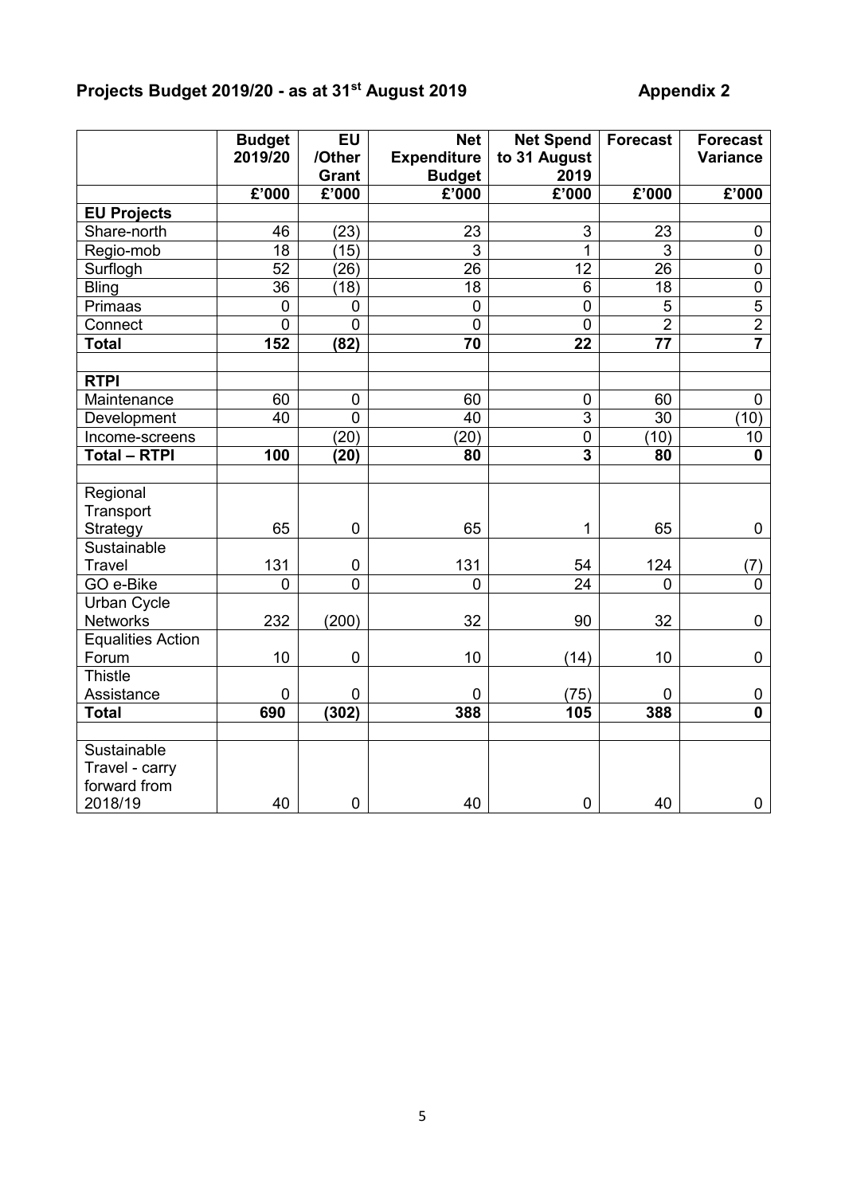## Projects Budget 2019/20 - as at 31st August 2019 Appendix 2

| | Budget 2019/20 | EU /Other Grant | Net Expenditure Budget | Net Spend to 31 August 2019 | Forecast | Forecast Variance |
|---|---|---|---|---|---|---|
| | £'000 | £'000 | £'000 | £'000 | £'000 | £'000 |
| **EU Projects** | | | | | | |
| Share-north | 46 | (23) | 23 | 3 | 23 | 0 |
| Regio-mob | 18 | (15) | 3 | 1 | 3 | 0 |
| Surflogh | 52 | (26) | 26 | 12 | 26 | 0 |
| Bling | 36 | (18) | 18 | 6 | 18 | 0 |
| Primaas | 0 | 0 | 0 | 0 | 5 | 5 |
| Connect | 0 | 0 | 0 | 0 | 2 | 2 |
| **Total** | **152** | **(82)** | **70** | **22** | **77** | **7** |
| | | | | | | |
| **RTPI** | | | | | | |
| Maintenance | 60 | 0 | 60 | 0 | 60 | 0 |
| Development | 40 | 0 | 40 | 3 | 30 | (10) |
| Income-screens | | (20) | (20) | 0 | (10) | 10 |
| **Total – RTPI** | **100** | **(20)** | **80** | **3** | **80** | **0** |
| | | | | | | |
| Regional Transport Strategy | 65 | 0 | 65 | 1 | 65 | 0 |
| Sustainable Travel | 131 | 0 | 131 | 54 | 124 | (7) |
| GO e-Bike | 0 | 0 | 0 | 24 | 0 | 0 |
| Urban Cycle Networks | 232 | (200) | 32 | 90 | 32 | 0 |
| Equalities Action Forum | 10 | 0 | 10 | (14) | 10 | 0 |
| Thistle Assistance | 0 | 0 | 0 | (75) | 0 | 0 |
| **Total** | **690** | **(302)** | **388** | **105** | **388** | **0** |
| | | | | | | |
| Sustainable Travel - carry forward from 2018/19 | 40 | 0 | 40 | 0 | 40 | 0 |